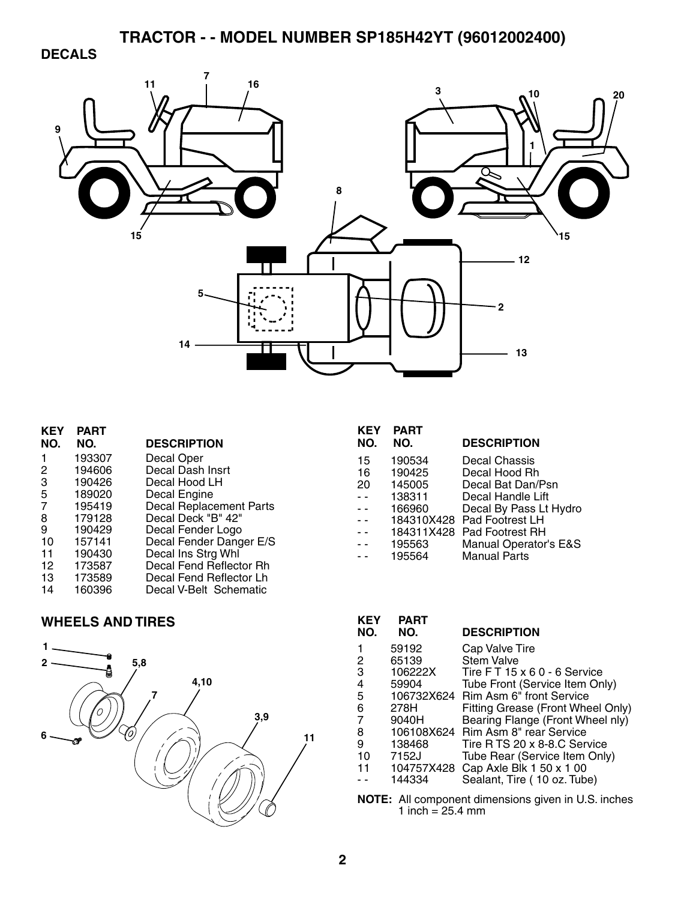# TRACTOR - - MODEL NUMBER SP185H42YT (96012002400)

## DECALS

| KEY NO. | PART NO. | DESCRIPTION |
|---|---|---|
| 1 | 193307 | Decal Oper |
| 2 | 194606 | Decal Dash Insrt |
| 3 | 190426 | Decal Hood LH |
| 5 | 189020 | Decal Engine |
| 7 | 195419 | Decal Replacement Parts |
| 8 | 179128 | Decal Deck "B" 42" |
| 9 | 190429 | Decal Fender Logo |
| 10 | 157141 | Decal Fender Danger E/S |
| 11 | 190430 | Decal Ins Strg Whl |
| 12 | 173587 | Decal Fend Reflector Rh |
| 13 | 173589 | Decal Fend Reflector Lh |
| 14 | 160396 | Decal V-Belt Schematic |
| 15 | 190534 | Decal Chassis |
| 16 | 190425 | Decal Hood Rh |
| 20 | 145005 | Decal Bat Dan/Psn |
| - - | 138311 | Decal Handle Lift |
| - - | 166960 | Decal By Pass Lt Hydro |
| - - | 184310X428 | Pad Footrest LH |
| - - | 184311X428 | Pad Footrest RH |
| - - | 195563 | Manual Operator's E&S |
| - - | 195564 | Manual Parts |

## WHEELS AND TIRES

| KEY NO. | PART NO. | DESCRIPTION |
|---|---|---|
| 1 | 59192 | Cap Valve Tire |
| 2 | 65139 | Stem Valve |
| 3 | 106222X | Tire F T 15 x 6 0 - 6 Service |
| 4 | 59904 | Tube Front (Service Item Only) |
| 5 | 106732X624 | Rim Asm 6" front Service |
| 6 | 278H | Fitting Grease (Front Wheel Only) |
| 7 | 9040H | Bearing Flange (Front Wheel nly) |
| 8 | 106108X624 | Rim Asm 8" rear Service |
| 9 | 138468 | Tire R TS 20 x 8-8.C Service |
| 10 | 7152J | Tube Rear (Service Item Only) |
| 11 | 104757X428 | Cap Axle Blk 1 50 x 1 00 |
| - - | 144334 | Sealant, Tire ( 10 oz. Tube) |

**NOTE:** All component dimensions given in U.S. inches
1 inch = 25.4 mm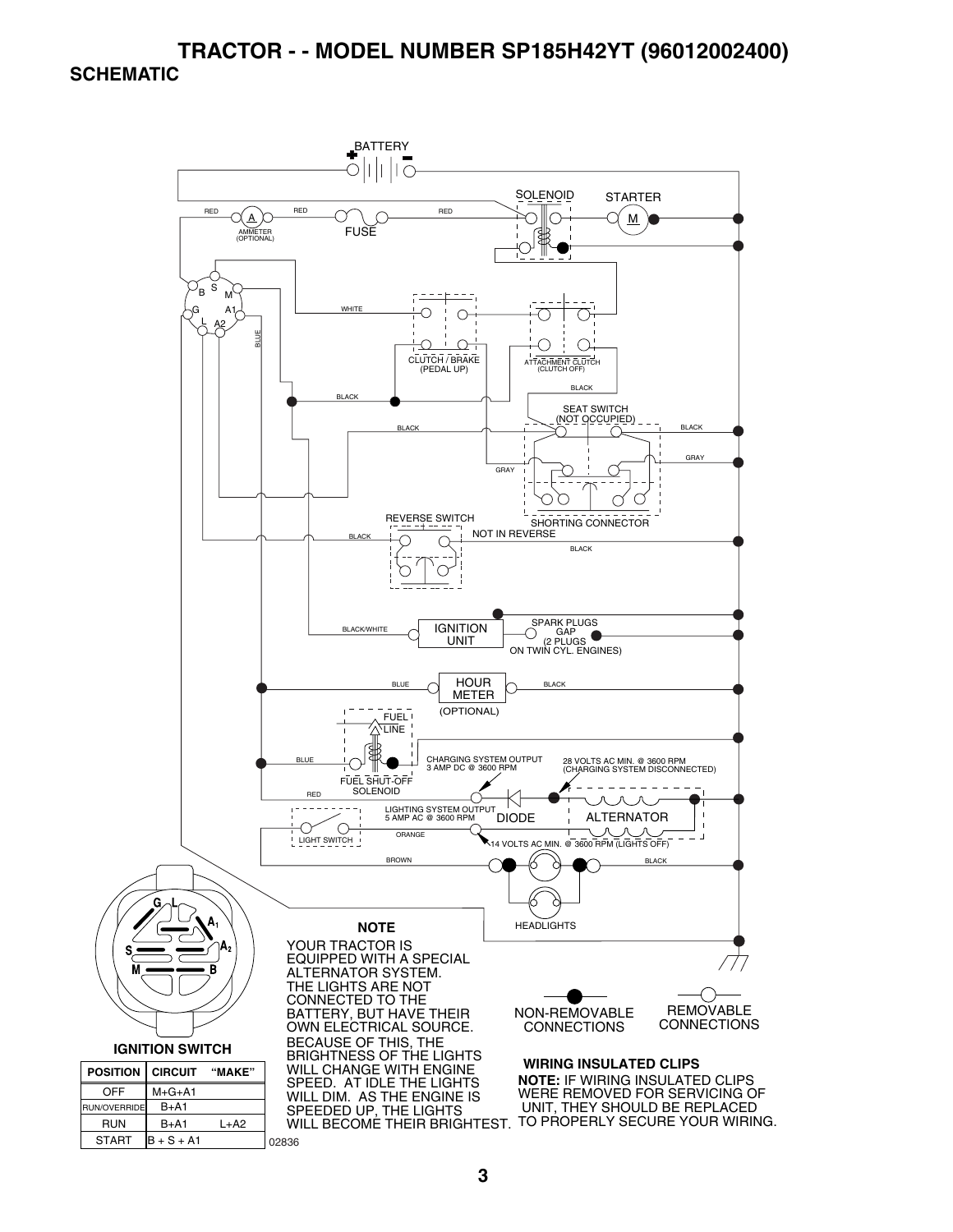# TRACTOR - - MODEL NUMBER SP185H42YT (96012002400)

## SCHEMATIC

BATTERY

RED | AMMETER (OPTIONAL) | RED | FUSE | RED | SOLENOID | STARTER

WHITE | CLUTCH / BRAKE (PEDAL UP) | ATTACHMENT CLUTCH (CLUTCH OFF)

BLUE | BLACK | BLACK | BLACK

SEAT SWITCH (NOT OCCUPIED) | BLACK | GRAY | GRAY | SHORTING CONNECTOR

REVERSE SWITCH | BLACK | NOT IN REVERSE | BLACK

BLACK/WHITE | IGNITION UNIT | SPARK PLUGS GAP (2 PLUGS ON TWIN CYL. ENGINES)

BLUE | HOUR METER (OPTIONAL) | BLACK

FUEL LINE | BLUE | FUEL SHUT-OFF SOLENOID

CHARGING SYSTEM OUTPUT 3 AMP DC @ 3600 RPM

28 VOLTS AC MIN. @ 3600 RPM (CHARGING SYSTEM DISCONNECTED)

RED | LIGHTING SYSTEM OUTPUT 5 AMP AC @ 3600 RPM | DIODE | ALTERNATOR

LIGHT SWITCH | ORANGE | 14 VOLTS AC MIN. @ 3600 RPM (LIGHTS OFF)

BROWN | BLACK | HEADLIGHTS

### NOTE

YOUR TRACTOR IS EQUIPPED WITH A SPECIAL ALTERNATOR SYSTEM. THE LIGHTS ARE NOT CONNECTED TO THE BATTERY, BUT HAVE THEIR OWN ELECTRICAL SOURCE. BECAUSE OF THIS, THE BRIGHTNESS OF THE LIGHTS WILL CHANGE WITH ENGINE SPEED. AT IDLE THE LIGHTS WILL DIM. AS THE ENGINE IS SPEEDED UP, THE LIGHTS WILL BECOME THEIR BRIGHTEST.

NON-REMOVABLE CONNECTIONS | REMOVABLE CONNECTIONS

### IGNITION SWITCH

| POSITION | CIRCUIT | "MAKE" |
|---|---|---|
| OFF | M+G+A1 | |
| RUN/OVERRIDE | B+A1 | |
| RUN | B+A1 | L+A2 |
| START | B + S + A1 | |

### WIRING INSULATED CLIPS

**NOTE:** IF WIRING INSULATED CLIPS WERE REMOVED FOR SERVICING OF UNIT, THEY SHOULD BE REPLACED TO PROPERLY SECURE YOUR WIRING.

02836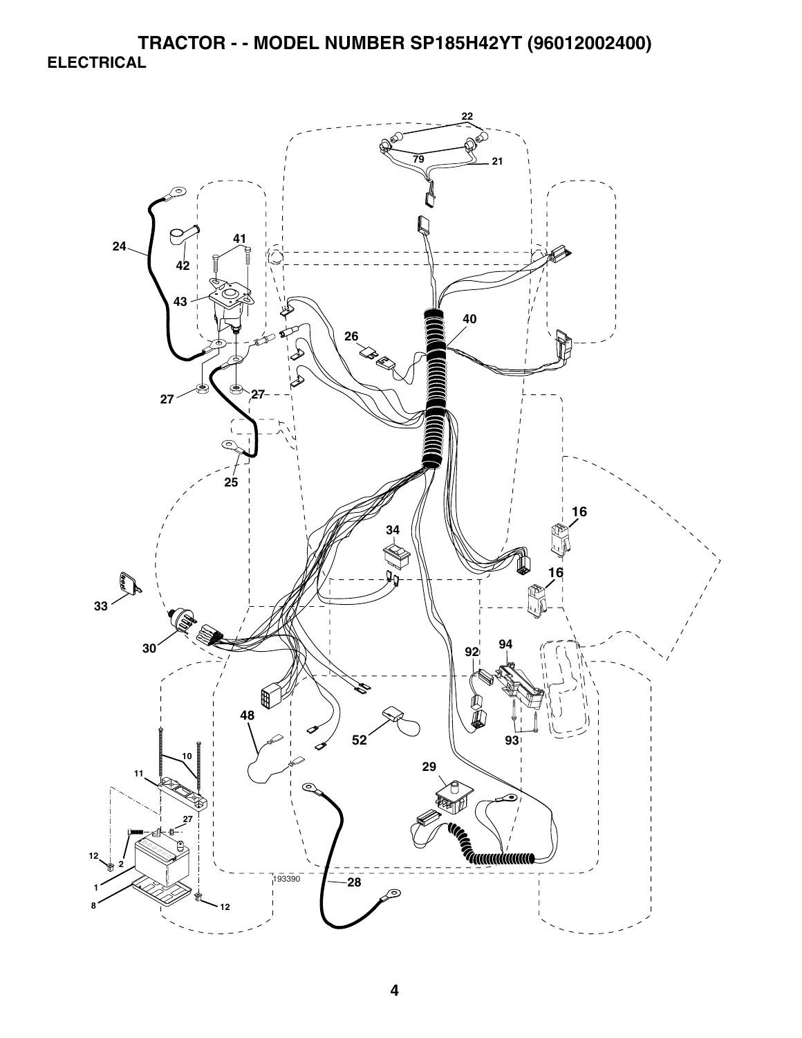# TRACTOR - - MODEL NUMBER SP185H42YT (96012002400)

## ELECTRICAL

22

79

21

24

41

42

43

40

26

27

27

25

34

16

16

33

30

92

94

48

52

93

10

11

29

27

12

2

1

193390

28

8

12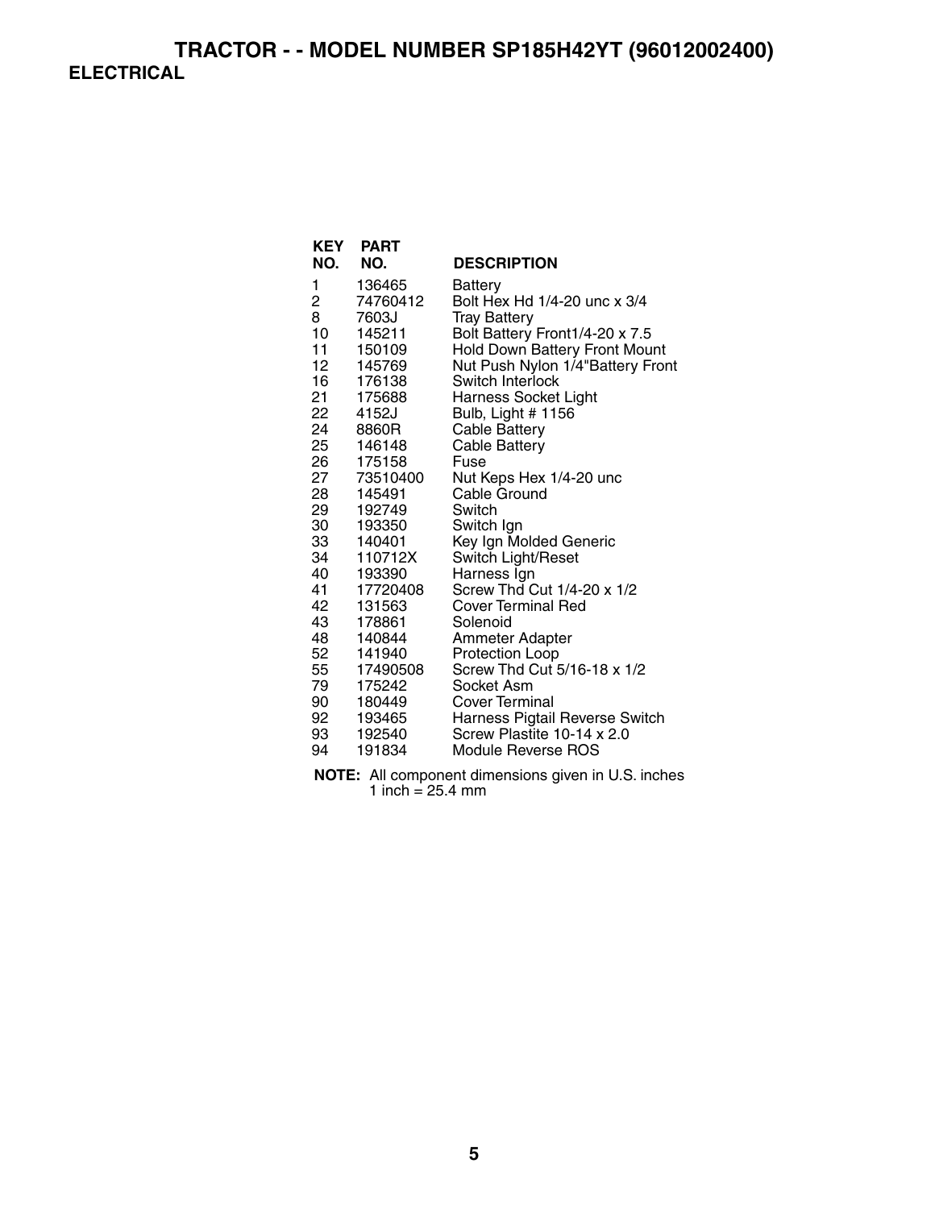# TRACTOR - - MODEL NUMBER SP185H42YT (96012002400)

## ELECTRICAL

| KEY NO. | PART NO. | DESCRIPTION |
|---|---|---|
| 1 | 136465 | Battery |
| 2 | 74760412 | Bolt Hex Hd 1/4-20 unc x 3/4 |
| 8 | 7603J | Tray Battery |
| 10 | 145211 | Bolt Battery Front1/4-20 x 7.5 |
| 11 | 150109 | Hold Down Battery Front Mount |
| 12 | 145769 | Nut Push Nylon 1/4"Battery Front |
| 16 | 176138 | Switch Interlock |
| 21 | 175688 | Harness Socket Light |
| 22 | 4152J | Bulb, Light # 1156 |
| 24 | 8860R | Cable Battery |
| 25 | 146148 | Cable Battery |
| 26 | 175158 | Fuse |
| 27 | 73510400 | Nut Keps Hex 1/4-20 unc |
| 28 | 145491 | Cable Ground |
| 29 | 192749 | Switch |
| 30 | 193350 | Switch Ign |
| 33 | 140401 | Key Ign Molded Generic |
| 34 | 110712X | Switch Light/Reset |
| 40 | 193390 | Harness Ign |
| 41 | 17720408 | Screw Thd Cut 1/4-20 x 1/2 |
| 42 | 131563 | Cover Terminal Red |
| 43 | 178861 | Solenoid |
| 48 | 140844 | Ammeter Adapter |
| 52 | 141940 | Protection Loop |
| 55 | 17490508 | Screw Thd Cut 5/16-18 x 1/2 |
| 79 | 175242 | Socket Asm |
| 90 | 180449 | Cover Terminal |
| 92 | 193465 | Harness Pigtail Reverse Switch |
| 93 | 192540 | Screw Plastite 10-14 x 2.0 |
| 94 | 191834 | Module Reverse ROS |

**NOTE:** All component dimensions given in U.S. inches
1 inch = 25.4 mm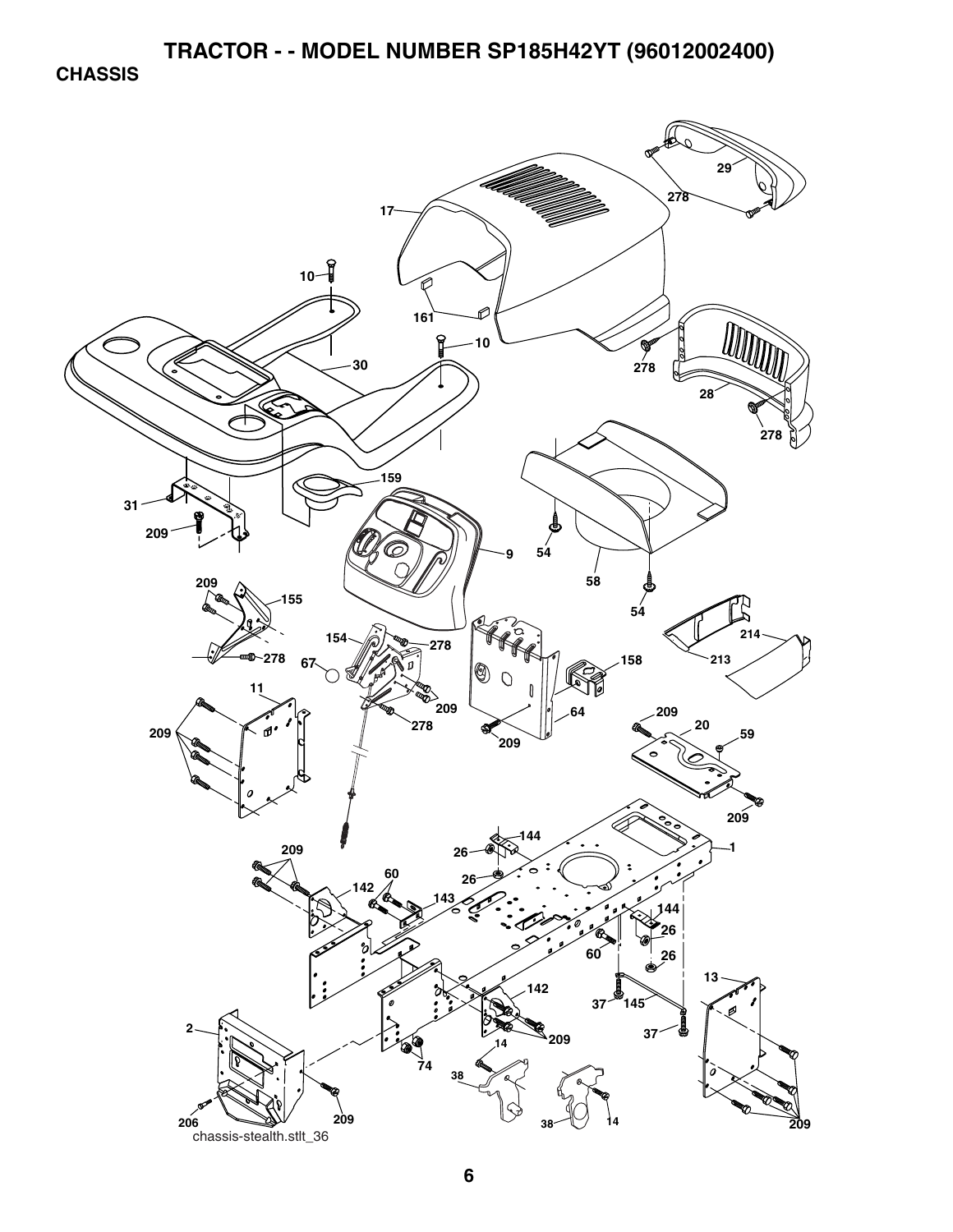# TRACTOR - - MODEL NUMBER SP185H42YT (96012002400)

## CHASSIS

17
29
278
10
161
10
278
30
28
278
159
31
209
9
54
58
54
209
155
154
278
278
67
278
158
214
213
11
209
278
64
209
209
209
20
59
209
144
1
26
209
26
60
142
143
144
26
60
26
13
142
37
145
37
2
209
14
74
38
209
206
209
38
14
209

chassis-stealth.stlt_36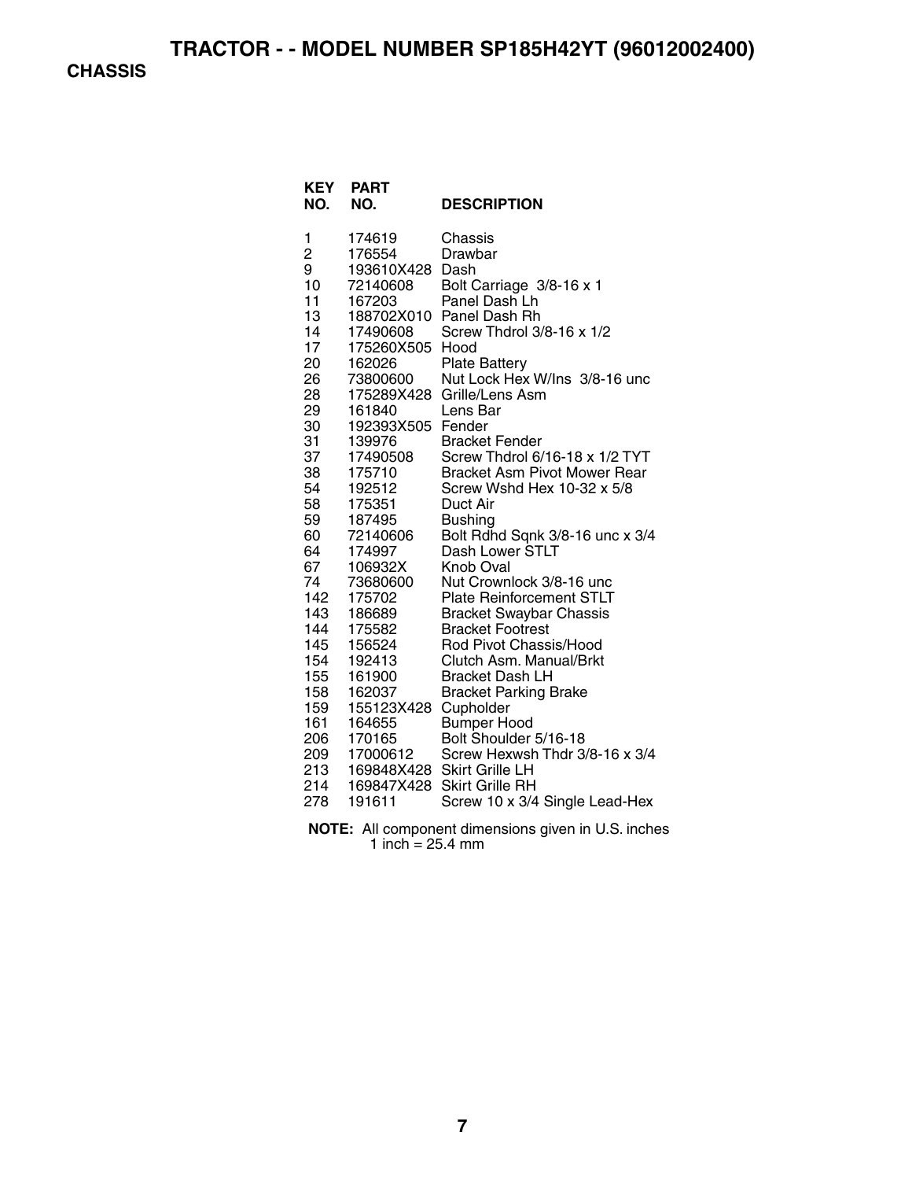# TRACTOR - - MODEL NUMBER SP185H42YT (96012002400)

## CHASSIS

| KEY NO. | PART NO. | DESCRIPTION |
|---|---|---|
| 1 | 174619 | Chassis |
| 2 | 176554 | Drawbar |
| 9 | 193610X428 | Dash |
| 10 | 72140608 | Bolt Carriage 3/8-16 x 1 |
| 11 | 167203 | Panel Dash Lh |
| 13 | 188702X010 | Panel Dash Rh |
| 14 | 17490608 | Screw Thdrol 3/8-16 x 1/2 |
| 17 | 175260X505 | Hood |
| 20 | 162026 | Plate Battery |
| 26 | 73800600 | Nut Lock Hex W/Ins 3/8-16 unc |
| 28 | 175289X428 | Grille/Lens Asm |
| 29 | 161840 | Lens Bar |
| 30 | 192393X505 | Fender |
| 31 | 139976 | Bracket Fender |
| 37 | 17490508 | Screw Thdrol 6/16-18 x 1/2 TYT |
| 38 | 175710 | Bracket Asm Pivot Mower Rear |
| 54 | 192512 | Screw Wshd Hex 10-32 x 5/8 |
| 58 | 175351 | Duct Air |
| 59 | 187495 | Bushing |
| 60 | 72140606 | Bolt Rdhd Sqnk 3/8-16 unc x 3/4 |
| 64 | 174997 | Dash Lower STLT |
| 67 | 106932X | Knob Oval |
| 74 | 73680600 | Nut Crownlock 3/8-16 unc |
| 142 | 175702 | Plate Reinforcement STLT |
| 143 | 186689 | Bracket Swaybar Chassis |
| 144 | 175582 | Bracket Footrest |
| 145 | 156524 | Rod Pivot Chassis/Hood |
| 154 | 192413 | Clutch Asm. Manual/Brkt |
| 155 | 161900 | Bracket Dash LH |
| 158 | 162037 | Bracket Parking Brake |
| 159 | 155123X428 | Cupholder |
| 161 | 164655 | Bumper Hood |
| 206 | 170165 | Bolt Shoulder 5/16-18 |
| 209 | 17000612 | Screw Hexwsh Thdr 3/8-16 x 3/4 |
| 213 | 169848X428 | Skirt Grille LH |
| 214 | 169847X428 | Skirt Grille RH |
| 278 | 191611 | Screw 10 x 3/4 Single Lead-Hex |

**NOTE:** All component dimensions given in U.S. inches
1 inch = 25.4 mm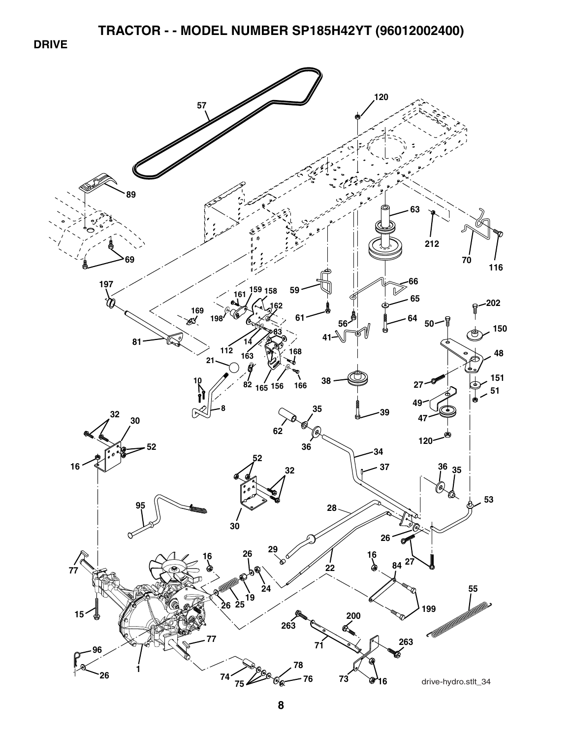## DRIVE

drive-hydro.stlt_34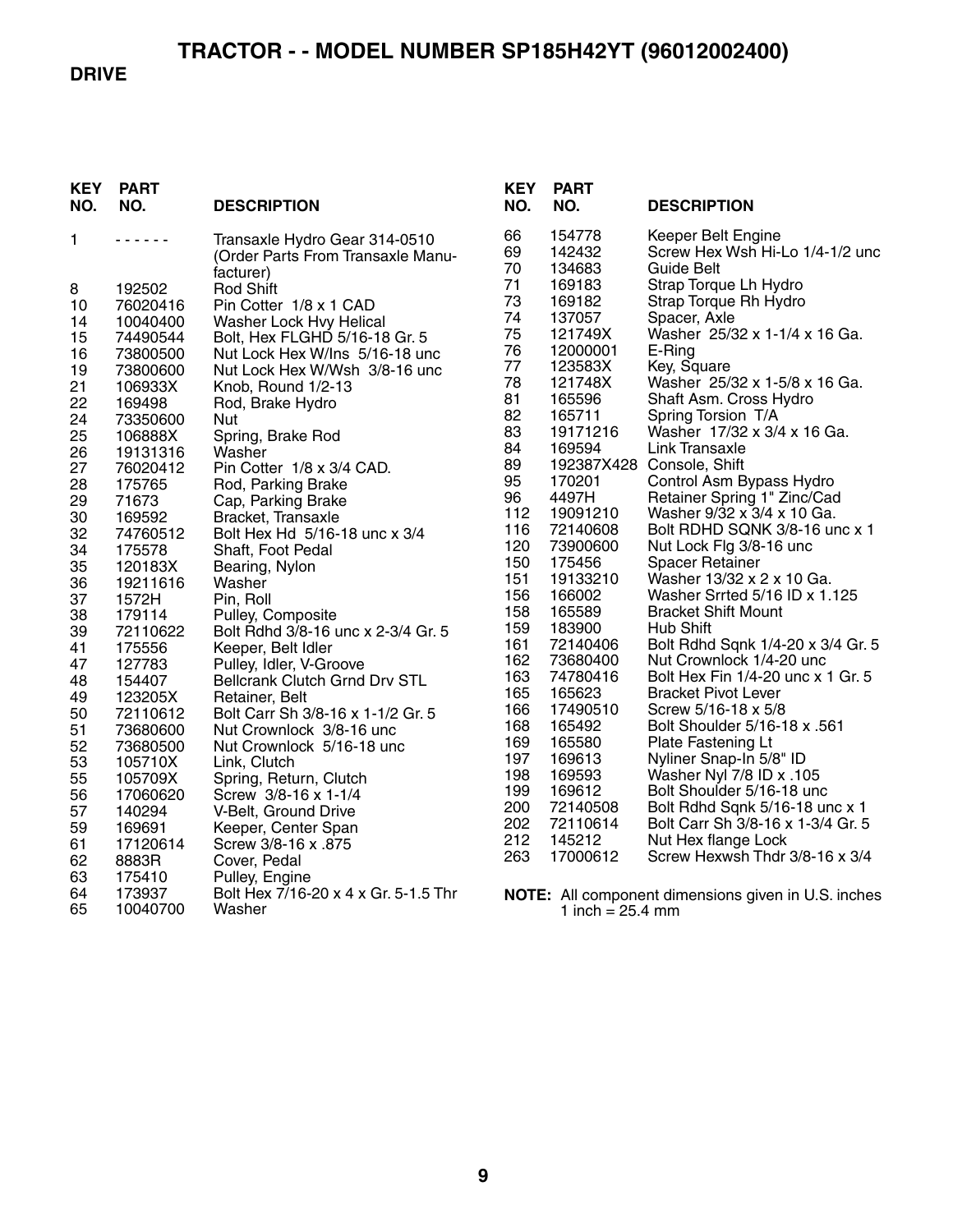# TRACTOR - - MODEL NUMBER SP185H42YT (96012002400)

## DRIVE

| KEY NO. | PART NO. | DESCRIPTION |
|---|---|---|
| 1 | - - - - - - | Transaxle Hydro Gear 314-0510 (Order Parts From Transaxle Manufacturer) |
| 8 | 192502 | Rod Shift |
| 10 | 76020416 | Pin Cotter 1/8 x 1 CAD |
| 14 | 10040400 | Washer Lock Hvy Helical |
| 15 | 74490544 | Bolt, Hex FLGHD 5/16-18 Gr. 5 |
| 16 | 73800500 | Nut Lock Hex W/Ins 5/16-18 unc |
| 19 | 73800600 | Nut Lock Hex W/Wsh 3/8-16 unc |
| 21 | 106933X | Knob, Round 1/2-13 |
| 22 | 169498 | Rod, Brake Hydro |
| 24 | 73350600 | Nut |
| 25 | 106888X | Spring, Brake Rod |
| 26 | 19131316 | Washer |
| 27 | 76020412 | Pin Cotter 1/8 x 3/4 CAD. |
| 28 | 175765 | Rod, Parking Brake |
| 29 | 71673 | Cap, Parking Brake |
| 30 | 169592 | Bracket, Transaxle |
| 32 | 74760512 | Bolt Hex Hd 5/16-18 unc x 3/4 |
| 34 | 175578 | Shaft, Foot Pedal |
| 35 | 120183X | Bearing, Nylon |
| 36 | 19211616 | Washer |
| 37 | 1572H | Pin, Roll |
| 38 | 179114 | Pulley, Composite |
| 39 | 72110622 | Bolt Rdhd 3/8-16 unc x 2-3/4 Gr. 5 |
| 41 | 175556 | Keeper, Belt Idler |
| 47 | 127783 | Pulley, Idler, V-Groove |
| 48 | 154407 | Bellcrank Clutch Grnd Drv STL |
| 49 | 123205X | Retainer, Belt |
| 50 | 72110612 | Bolt Carr Sh 3/8-16 x 1-1/2 Gr. 5 |
| 51 | 73680600 | Nut Crownlock 3/8-16 unc |
| 52 | 73680500 | Nut Crownlock 5/16-18 unc |
| 53 | 105710X | Link, Clutch |
| 55 | 105709X | Spring, Return, Clutch |
| 56 | 17060620 | Screw 3/8-16 x 1-1/4 |
| 57 | 140294 | V-Belt, Ground Drive |
| 59 | 169691 | Keeper, Center Span |
| 61 | 17120614 | Screw 3/8-16 x .875 |
| 62 | 8883R | Cover, Pedal |
| 63 | 175410 | Pulley, Engine |
| 64 | 173937 | Bolt Hex 7/16-20 x 4 x Gr. 5-1.5 Thr |
| 65 | 10040700 | Washer |
| 66 | 154778 | Keeper Belt Engine |
| 69 | 142432 | Screw Hex Wsh Hi-Lo 1/4-1/2 unc |
| 70 | 134683 | Guide Belt |
| 71 | 169183 | Strap Torque Lh Hydro |
| 73 | 169182 | Strap Torque Rh Hydro |
| 74 | 137057 | Spacer, Axle |
| 75 | 121749X | Washer 25/32 x 1-1/4 x 16 Ga. |
| 76 | 12000001 | E-Ring |
| 77 | 123583X | Key, Square |
| 78 | 121748X | Washer 25/32 x 1-5/8 x 16 Ga. |
| 81 | 165596 | Shaft Asm. Cross Hydro |
| 82 | 165711 | Spring Torsion T/A |
| 83 | 19171216 | Washer 17/32 x 3/4 x 16 Ga. |
| 84 | 169594 | Link Transaxle |
| 89 | 192387X428 | Console, Shift |
| 95 | 170201 | Control Asm Bypass Hydro |
| 96 | 4497H | Retainer Spring 1" Zinc/Cad |
| 112 | 19091210 | Washer 9/32 x 3/4 x 10 Ga. |
| 116 | 72140608 | Bolt RDHD SQNK 3/8-16 unc x 1 |
| 120 | 73900600 | Nut Lock Flg 3/8-16 unc |
| 150 | 175456 | Spacer Retainer |
| 151 | 19133210 | Washer 13/32 x 2 x 10 Ga. |
| 156 | 166002 | Washer Srrted 5/16 ID x 1.125 |
| 158 | 165589 | Bracket Shift Mount |
| 159 | 183900 | Hub Shift |
| 161 | 72140406 | Bolt Rdhd Sqnk 1/4-20 x 3/4 Gr. 5 |
| 162 | 73680400 | Nut Crownlock 1/4-20 unc |
| 163 | 74780416 | Bolt Hex Fin 1/4-20 unc x 1 Gr. 5 |
| 165 | 165623 | Bracket Pivot Lever |
| 166 | 17490510 | Screw 5/16-18 x 5/8 |
| 168 | 165492 | Bolt Shoulder 5/16-18 x .561 |
| 169 | 165580 | Plate Fastening Lt |
| 197 | 169613 | Nyliner Snap-In 5/8" ID |
| 198 | 169593 | Washer Nyl 7/8 ID x .105 |
| 199 | 169612 | Bolt Shoulder 5/16-18 unc |
| 200 | 72140508 | Bolt Rdhd Sqnk 5/16-18 unc x 1 |
| 202 | 72110614 | Bolt Carr Sh 3/8-16 x 1-3/4 Gr. 5 |
| 212 | 145212 | Nut Hex flange Lock |
| 263 | 17000612 | Screw Hexwsh Thdr 3/8-16 x 3/4 |

**NOTE:** All component dimensions given in U.S. inches
1 inch = 25.4 mm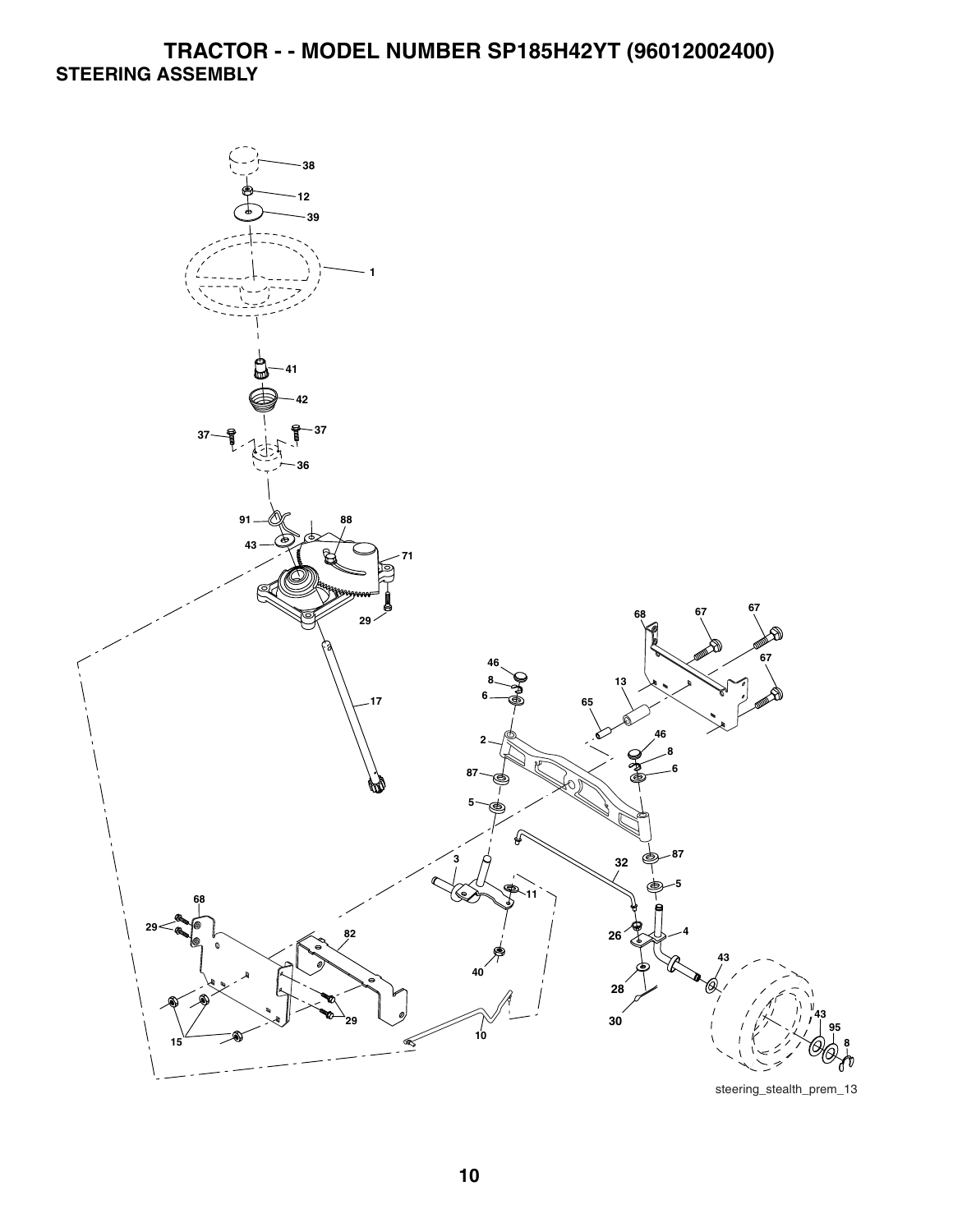# TRACTOR - - MODEL NUMBER SP185H42YT (96012002400)

## STEERING ASSEMBLY

38
12
39
1
41
42
37
37
36
91
88
43
71
29
17
68
67
67
67
46
8
13
6
65
2
46
8
6
87
5
87
3
32
5
11
68
26
4
29
82
43
40
28
29
30
43
95
15
10
8

steering_stealth_prem_13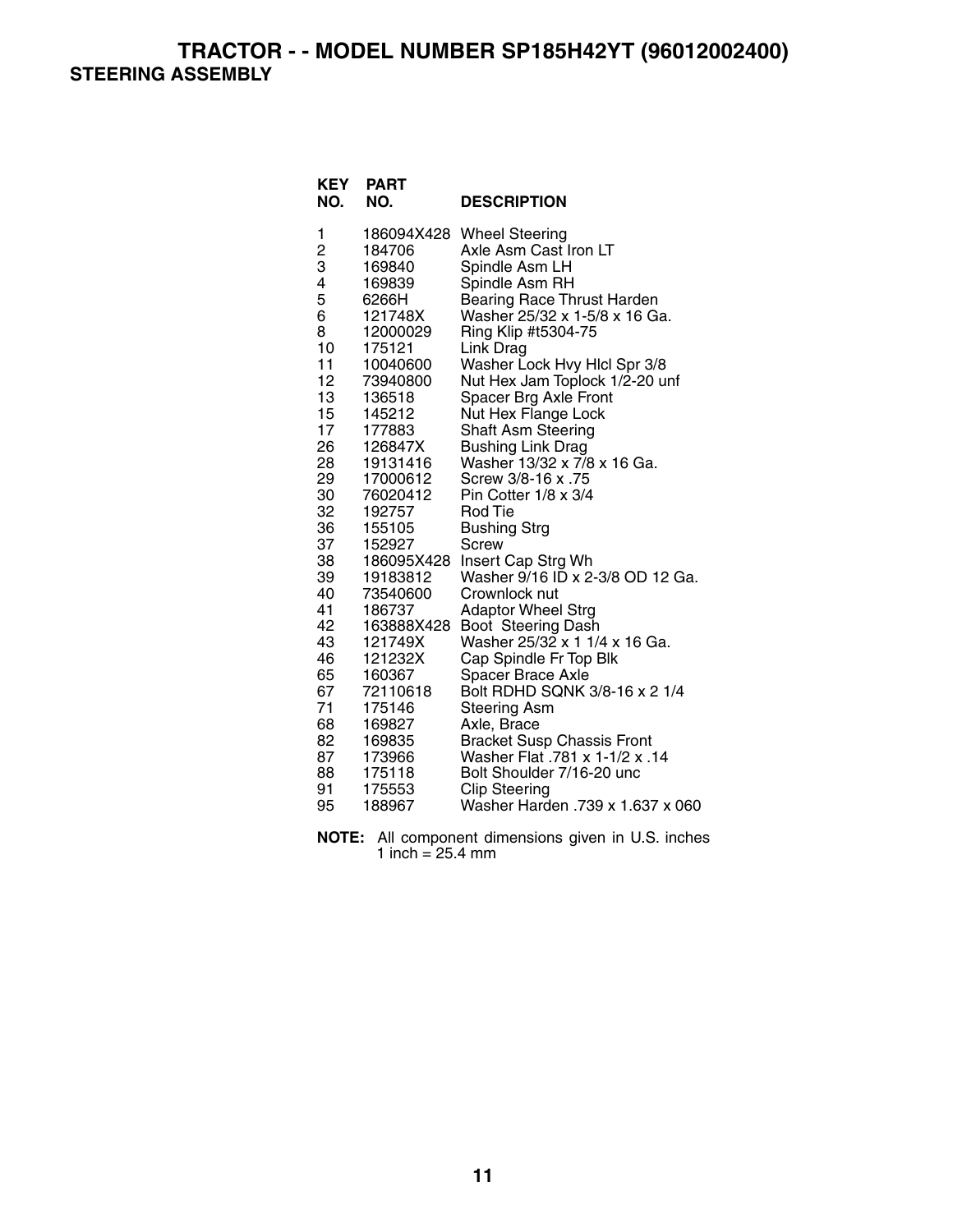# TRACTOR - - MODEL NUMBER SP185H42YT (96012002400)

## STEERING ASSEMBLY

| KEY NO. | PART NO. | DESCRIPTION |
|---|---|---|
| 1 | 186094X428 | Wheel Steering |
| 2 | 184706 | Axle Asm Cast Iron LT |
| 3 | 169840 | Spindle Asm LH |
| 4 | 169839 | Spindle Asm RH |
| 5 | 6266H | Bearing Race Thrust Harden |
| 6 | 121748X | Washer 25/32 x 1-5/8 x 16 Ga. |
| 8 | 12000029 | Ring Klip #t5304-75 |
| 10 | 175121 | Link Drag |
| 11 | 10040600 | Washer Lock Hvy Hlcl Spr 3/8 |
| 12 | 73940800 | Nut Hex Jam Toplock 1/2-20 unf |
| 13 | 136518 | Spacer Brg Axle Front |
| 15 | 145212 | Nut Hex Flange Lock |
| 17 | 177883 | Shaft Asm Steering |
| 26 | 126847X | Bushing Link Drag |
| 28 | 19131416 | Washer 13/32 x 7/8 x 16 Ga. |
| 29 | 17000612 | Screw 3/8-16 x .75 |
| 30 | 76020412 | Pin Cotter 1/8 x 3/4 |
| 32 | 192757 | Rod Tie |
| 36 | 155105 | Bushing Strg |
| 37 | 152927 | Screw |
| 38 | 186095X428 | Insert Cap Strg Wh |
| 39 | 19183812 | Washer 9/16 ID x 2-3/8 OD 12 Ga. |
| 40 | 73540600 | Crownlock nut |
| 41 | 186737 | Adaptor Wheel Strg |
| 42 | 163888X428 | Boot Steering Dash |
| 43 | 121749X | Washer 25/32 x 1 1/4 x 16 Ga. |
| 46 | 121232X | Cap Spindle Fr Top Blk |
| 65 | 160367 | Spacer Brace Axle |
| 67 | 72110618 | Bolt RDHD SQNK 3/8-16 x 2 1/4 |
| 71 | 175146 | Steering Asm |
| 68 | 169827 | Axle, Brace |
| 82 | 169835 | Bracket Susp Chassis Front |
| 87 | 173966 | Washer Flat .781 x 1-1/2 x .14 |
| 88 | 175118 | Bolt Shoulder 7/16-20 unc |
| 91 | 175553 | Clip Steering |
| 95 | 188967 | Washer Harden .739 x 1.637 x 060 |

**NOTE:** All component dimensions given in U.S. inches
1 inch = 25.4 mm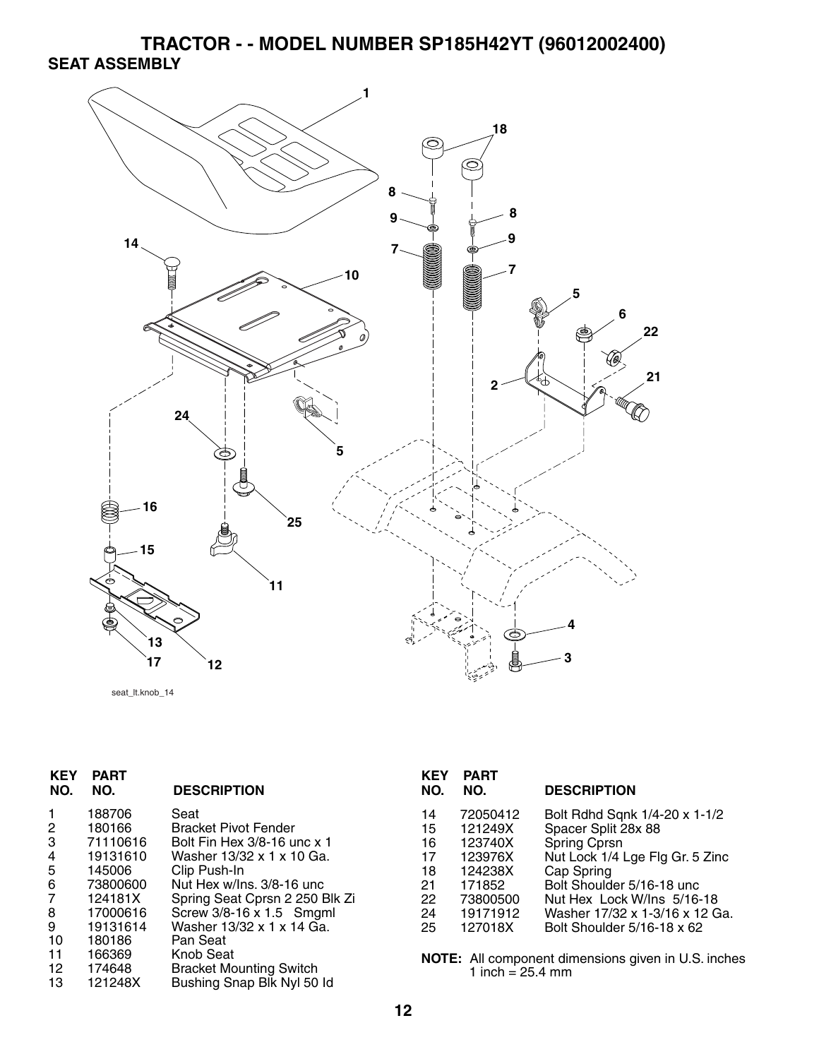# TRACTOR - - MODEL NUMBER SP185H42YT (96012002400)

## SEAT ASSEMBLY

seat_lt.knob_14

| KEY NO. | PART NO. | DESCRIPTION |
|---|---|---|
| 1 | 188706 | Seat |
| 2 | 180166 | Bracket Pivot Fender |
| 3 | 71110616 | Bolt Fin Hex 3/8-16 unc x 1 |
| 4 | 19131610 | Washer 13/32 x 1 x 10 Ga. |
| 5 | 145006 | Clip Push-In |
| 6 | 73800600 | Nut Hex w/Ins. 3/8-16 unc |
| 7 | 124181X | Spring Seat Cprsn 2 250 Blk Zi |
| 8 | 17000616 | Screw 3/8-16 x 1.5 Smgml |
| 9 | 19131614 | Washer 13/32 x 1 x 14 Ga. |
| 10 | 180186 | Pan Seat |
| 11 | 166369 | Knob Seat |
| 12 | 174648 | Bracket Mounting Switch |
| 13 | 121248X | Bushing Snap Blk Nyl 50 Id |
| 14 | 72050412 | Bolt Rdhd Sqnk 1/4-20 x 1-1/2 |
| 15 | 121249X | Spacer Split 28x 88 |
| 16 | 123740X | Spring Cprsn |
| 17 | 123976X | Nut Lock 1/4 Lge Flg Gr. 5 Zinc |
| 18 | 124238X | Cap Spring |
| 21 | 171852 | Bolt Shoulder 5/16-18 unc |
| 22 | 73800500 | Nut Hex Lock W/Ins 5/16-18 |
| 24 | 19171912 | Washer 17/32 x 1-3/16 x 12 Ga. |
| 25 | 127018X | Bolt Shoulder 5/16-18 x 62 |

**NOTE:** All component dimensions given in U.S. inches
1 inch = 25.4 mm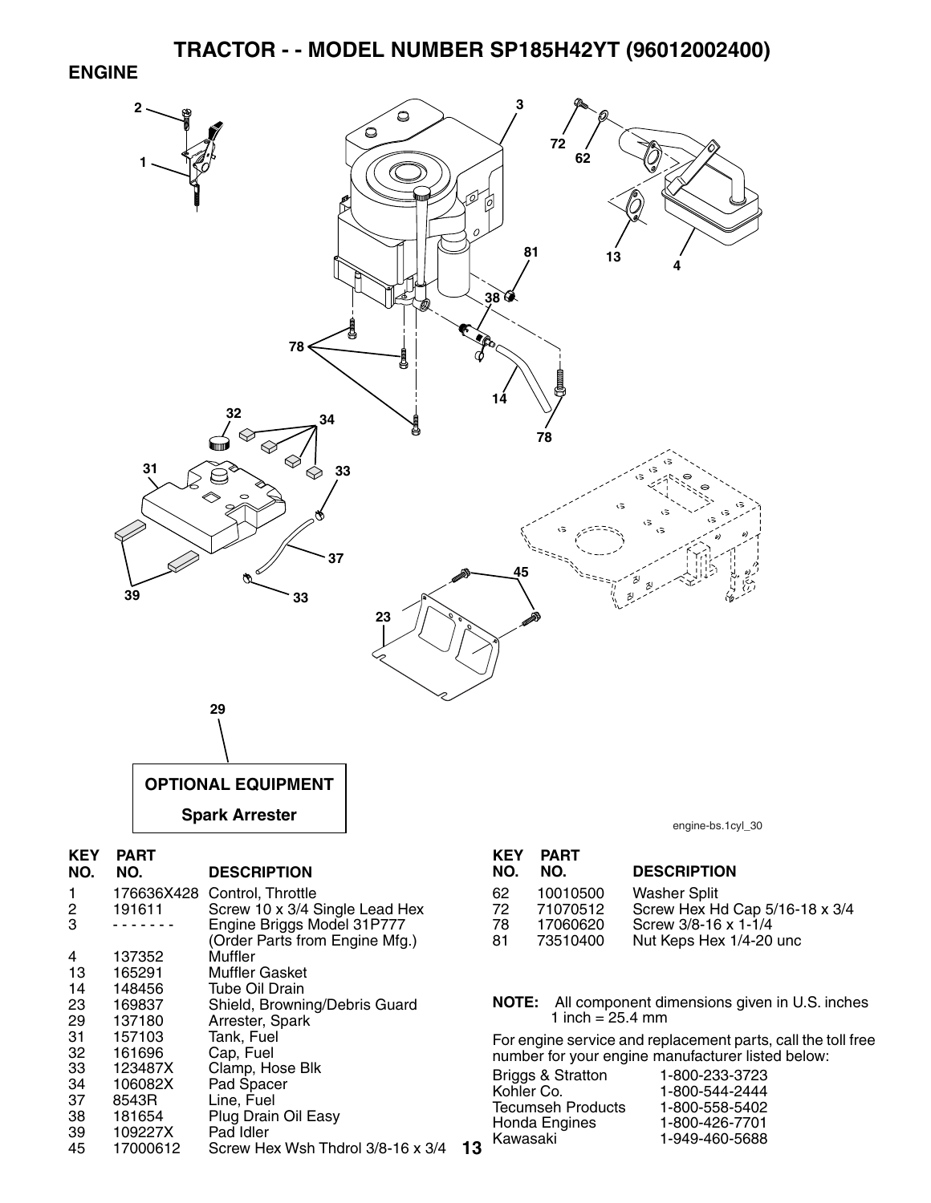# TRACTOR - - MODEL NUMBER SP185H42YT (96012002400)

## ENGINE

OPTIONAL EQUIPMENT

Spark Arrester

engine-bs.1cyl_30

| KEY NO. | PART NO. | DESCRIPTION |
|---|---|---|
| 1 | 176636X428 | Control, Throttle |
| 2 | 191611 | Screw 10 x 3/4 Single Lead Hex |
| 3 | - - - - - - - | Engine Briggs Model 31P777 (Order Parts from Engine Mfg.) |
| 4 | 137352 | Muffler |
| 13 | 165291 | Muffler Gasket |
| 14 | 148456 | Tube Oil Drain |
| 23 | 169837 | Shield, Browning/Debris Guard |
| 29 | 137180 | Arrester, Spark |
| 31 | 157103 | Tank, Fuel |
| 32 | 161696 | Cap, Fuel |
| 33 | 123487X | Clamp, Hose Blk |
| 34 | 106082X | Pad Spacer |
| 37 | 8543R | Line, Fuel |
| 38 | 181654 | Plug Drain Oil Easy |
| 39 | 109227X | Pad Idler |
| 45 | 17000612 | Screw Hex Wsh Thdrol 3/8-16 x 3/4 |
| 62 | 10010500 | Washer Split |
| 72 | 71070512 | Screw Hex Hd Cap 5/16-18 x 3/4 |
| 78 | 17060620 | Screw 3/8-16 x 1-1/4 |
| 81 | 73510400 | Nut Keps Hex 1/4-20 unc |

**NOTE:** All component dimensions given in U.S. inches
1 inch = 25.4 mm

For engine service and replacement parts, call the toll free number for your engine manufacturer listed below:

| | |
|---|---|
| Briggs & Stratton | 1-800-233-3723 |
| Kohler Co. | 1-800-544-2444 |
| Tecumseh Products | 1-800-558-5402 |
| Honda Engines | 1-800-426-7701 |
| Kawasaki | 1-949-460-5688 |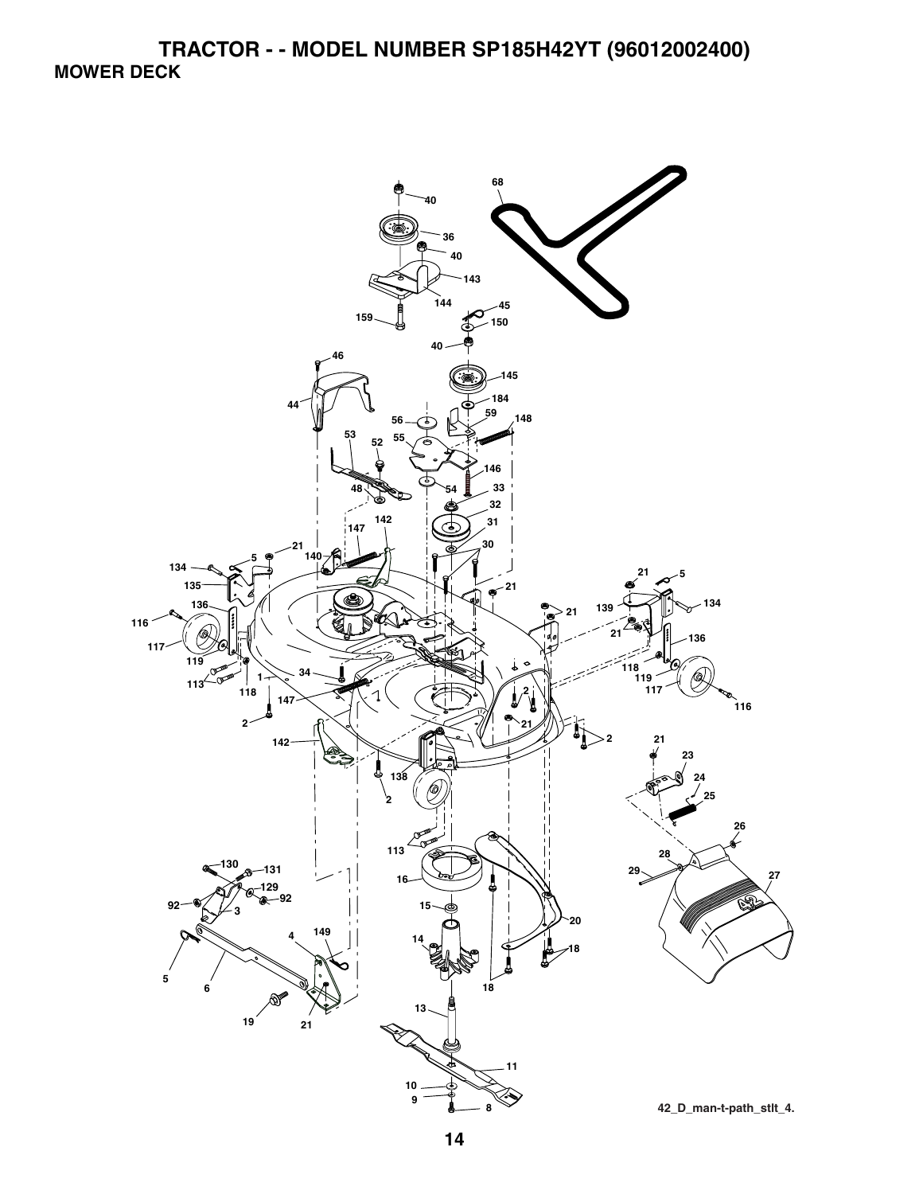# TRACTOR - - MODEL NUMBER SP185H42YT (96012002400)

## MOWER DECK

68
40
36
40
143
144
45
159
150
40
46
145
184
44
59
56
148
53
52
55
146
48
54
33
32
142
147
31
21
30
5
140
134
21
21
5
135
21
134
136
139
21
116
136
117
119
34
118
113
1
119
118
117
147
2
116
2
21
2
2
142
21
138
23
2
24
25
26
113
28
16
130
29
27
131
129
15
92
92
20
3
14
18
4
149
5
18
6
13
19
21
11
10
9
8

42_D_man-t-path_stlt_4.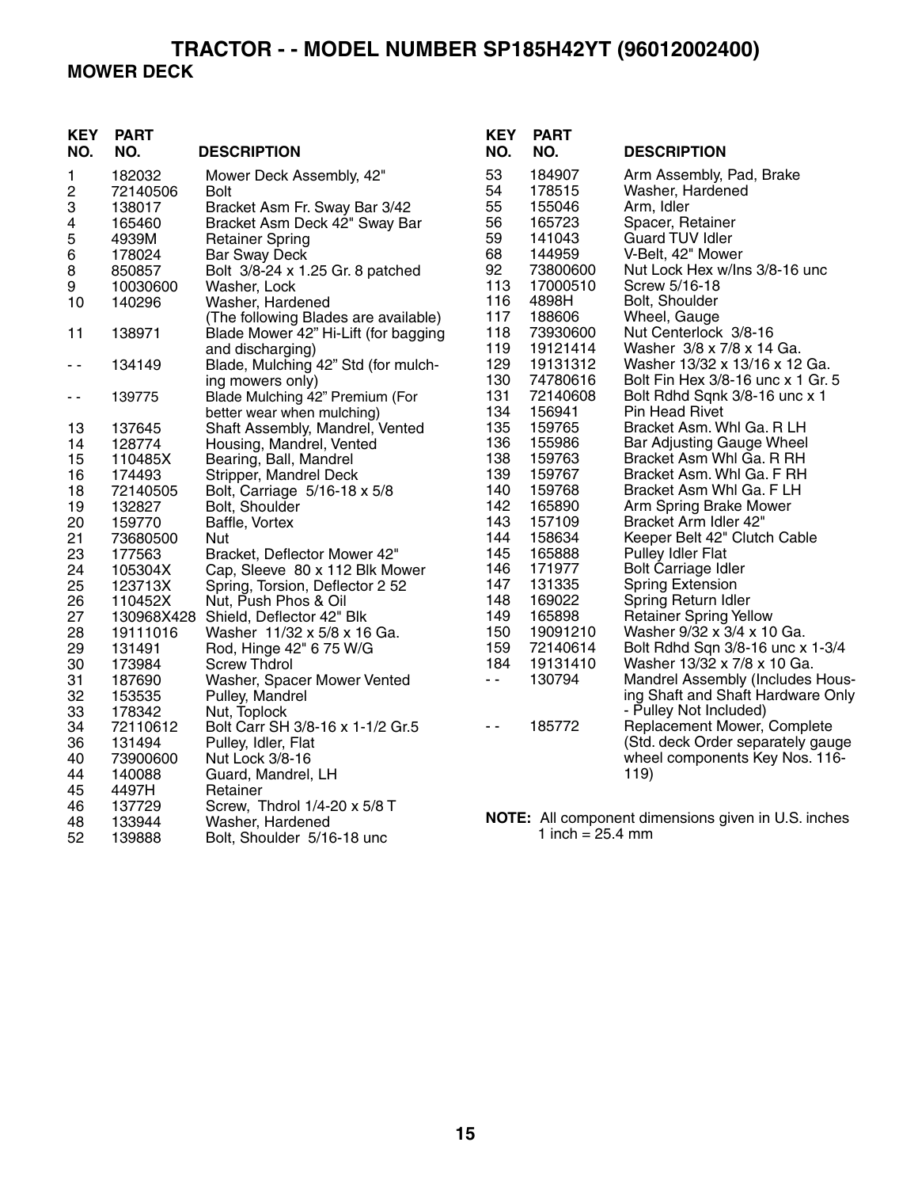# TRACTOR - - MODEL NUMBER SP185H42YT (96012002400)

## MOWER DECK

| KEY NO. | PART NO. | DESCRIPTION |
|---|---|---|
| 1 | 182032 | Mower Deck Assembly, 42" |
| 2 | 72140506 | Bolt |
| 3 | 138017 | Bracket Asm Fr. Sway Bar 3/42 |
| 4 | 165460 | Bracket Asm Deck 42" Sway Bar |
| 5 | 4939M | Retainer Spring |
| 6 | 178024 | Bar Sway Deck |
| 8 | 850857 | Bolt 3/8-24 x 1.25 Gr. 8 patched |
| 9 | 10030600 | Washer, Lock |
| 10 | 140296 | Washer, Hardened |
| | | (The following Blades are available) |
| 11 | 138971 | Blade Mower 42" Hi-Lift (for bagging and discharging) |
| - - | 134149 | Blade, Mulching 42" Std (for mulching mowers only) |
| - - | 139775 | Blade Mulching 42" Premium (For better wear when mulching) |
| 13 | 137645 | Shaft Assembly, Mandrel, Vented |
| 14 | 128774 | Housing, Mandrel, Vented |
| 15 | 110485X | Bearing, Ball, Mandrel |
| 16 | 174493 | Stripper, Mandrel Deck |
| 18 | 72140505 | Bolt, Carriage 5/16-18 x 5/8 |
| 19 | 132827 | Bolt, Shoulder |
| 20 | 159770 | Baffle, Vortex |
| 21 | 73680500 | Nut |
| 23 | 177563 | Bracket, Deflector Mower 42" |
| 24 | 105304X | Cap, Sleeve 80 x 112 Blk Mower |
| 25 | 123713X | Spring, Torsion, Deflector 2 52 |
| 26 | 110452X | Nut, Push Phos & Oil |
| 27 | 130968X428 | Shield, Deflector 42" Blk |
| 28 | 19111016 | Washer 11/32 x 5/8 x 16 Ga. |
| 29 | 131491 | Rod, Hinge 42" 6 75 W/G |
| 30 | 173984 | Screw Thdrol |
| 31 | 187690 | Washer, Spacer Mower Vented |
| 32 | 153535 | Pulley, Mandrel |
| 33 | 178342 | Nut, Toplock |
| 34 | 72110612 | Bolt Carr SH 3/8-16 x 1-1/2 Gr.5 |
| 36 | 131494 | Pulley, Idler, Flat |
| 40 | 73900600 | Nut Lock 3/8-16 |
| 44 | 140088 | Guard, Mandrel, LH |
| 45 | 4497H | Retainer |
| 46 | 137729 | Screw, Thdrol 1/4-20 x 5/8 T |
| 48 | 133944 | Washer, Hardened |
| 52 | 139888 | Bolt, Shoulder 5/16-18 unc |
| 53 | 184907 | Arm Assembly, Pad, Brake |
| 54 | 178515 | Washer, Hardened |
| 55 | 155046 | Arm, Idler |
| 56 | 165723 | Spacer, Retainer |
| 59 | 141043 | Guard TUV Idler |
| 68 | 144959 | V-Belt, 42" Mower |
| 92 | 73800600 | Nut Lock Hex w/Ins 3/8-16 unc |
| 113 | 17000510 | Screw 5/16-18 |
| 116 | 4898H | Bolt, Shoulder |
| 117 | 188606 | Wheel, Gauge |
| 118 | 73930600 | Nut Centerlock 3/8-16 |
| 119 | 19121414 | Washer 3/8 x 7/8 x 14 Ga. |
| 129 | 19131312 | Washer 13/32 x 13/16 x 12 Ga. |
| 130 | 74780616 | Bolt Fin Hex 3/8-16 unc x 1 Gr. 5 |
| 131 | 72140608 | Bolt Rdhd Sqnk 3/8-16 unc x 1 |
| 134 | 156941 | Pin Head Rivet |
| 135 | 159765 | Bracket Asm. Whl Ga. R LH |
| 136 | 155986 | Bar Adjusting Gauge Wheel |
| 138 | 159763 | Bracket Asm Whl Ga. R RH |
| 139 | 159767 | Bracket Asm. Whl Ga. F RH |
| 140 | 159768 | Bracket Asm Whl Ga. F LH |
| 142 | 165890 | Arm Spring Brake Mower |
| 143 | 157109 | Bracket Arm Idler 42" |
| 144 | 158634 | Keeper Belt 42" Clutch Cable |
| 145 | 165888 | Pulley Idler Flat |
| 146 | 171977 | Bolt Carriage Idler |
| 147 | 131335 | Spring Extension |
| 148 | 169022 | Spring Return Idler |
| 149 | 165898 | Retainer Spring Yellow |
| 150 | 19091210 | Washer 9/32 x 3/4 x 10 Ga. |
| 159 | 72140614 | Bolt Rdhd Sqn 3/8-16 unc x 1-3/4 |
| 184 | 19131410 | Washer 13/32 x 7/8 x 10 Ga. |
| - - | 130794 | Mandrel Assembly (Includes Housing Shaft and Shaft Hardware Only - Pulley Not Included) |
| - - | 185772 | Replacement Mower, Complete (Std. deck Order separately gauge wheel components Key Nos. 116-119) |

**NOTE:** All component dimensions given in U.S. inches
1 inch = 25.4 mm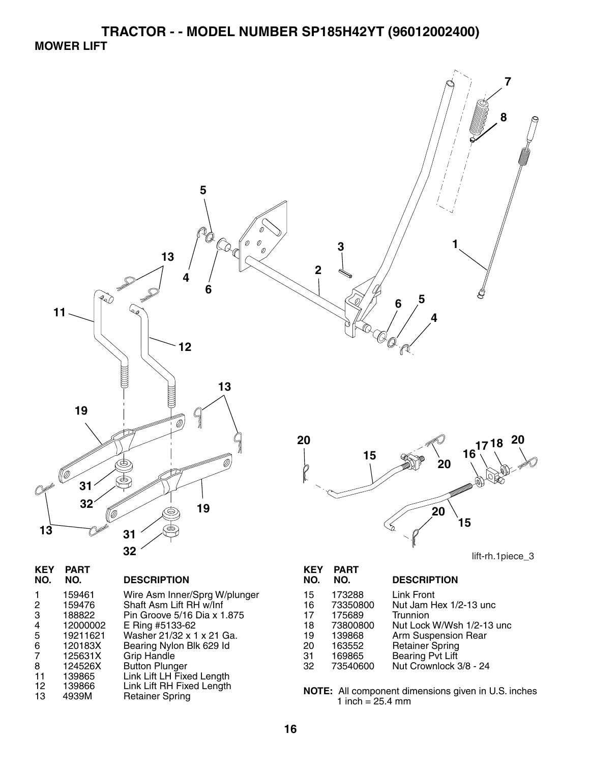# TRACTOR - - MODEL NUMBER SP185H42YT (96012002400)

## MOWER LIFT

lift-rh.1piece_3

| KEY NO. | PART NO. | DESCRIPTION |
|---|---|---|
| 1 | 159461 | Wire Asm Inner/Sprg W/plunger |
| 2 | 159476 | Shaft Asm Lift RH w/Inf |
| 3 | 188822 | Pin Groove 5/16 Dia x 1.875 |
| 4 | 12000002 | E Ring #5133-62 |
| 5 | 19211621 | Washer 21/32 x 1 x 21 Ga. |
| 6 | 120183X | Bearing Nylon Blk 629 Id |
| 7 | 125631X | Grip Handle |
| 8 | 124526X | Button Plunger |
| 11 | 139865 | Link Lift LH Fixed Length |
| 12 | 139866 | Link Lift RH Fixed Length |
| 13 | 4939M | Retainer Spring |
| 15 | 173288 | Link Front |
| 16 | 73350800 | Nut Jam Hex 1/2-13 unc |
| 17 | 175689 | Trunnion |
| 18 | 73800800 | Nut Lock W/Wsh 1/2-13 unc |
| 19 | 139868 | Arm Suspension Rear |
| 20 | 163552 | Retainer Spring |
| 31 | 169865 | Bearing Pvt Lift |
| 32 | 73540600 | Nut Crownlock 3/8 - 24 |

**NOTE:** All component dimensions given in U.S. inches
1 inch = 25.4 mm